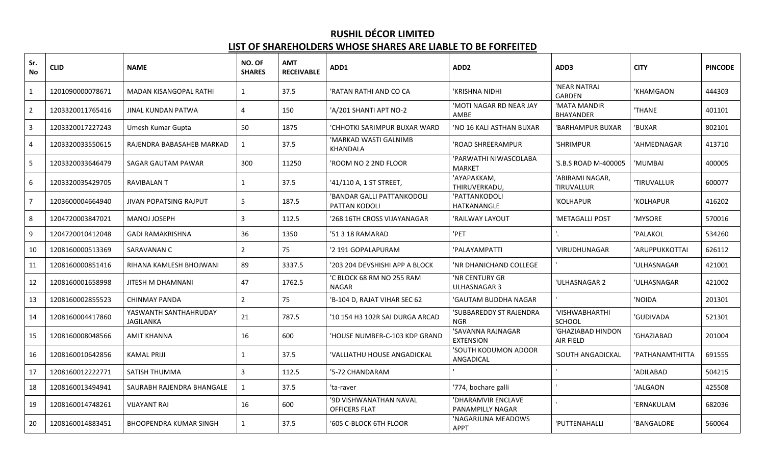## RUSHIL DÉCOR LIMITED

## LIST OF SHAREHOLDERS WHOSE SHARES ARE LIABLE TO BE FORFEITED

| Sr. No | CLID | NAME | NO. OF SHARES | AMT RECEIVABLE | ADD1 | ADD2 | ADD3 | CITY | PINCODE |
|---|---|---|---|---|---|---|---|---|---|
| 1 | 1201090000078671 | MADAN KISANGOPAL RATHI | 1 | 37.5 | 'RATAN RATHI AND CO CA | 'KRISHNA NIDHI | 'NEAR NATRAJ GARDEN | 'KHAMGAON | 444303 |
| 2 | 1203320011765416 | JINAL KUNDAN PATWA | 4 | 150 | 'A/201 SHANTI APT NO-2 | 'MOTI NAGAR RD NEAR JAY AMBE | 'MATA MANDIR BHAYANDER | 'THANE | 401101 |
| 3 | 1203320017227243 | Umesh Kumar Gupta | 50 | 1875 | 'CHHOTKI SARIMPUR BUXAR WARD | 'NO 16 KALI ASTHAN BUXAR | 'BARHAMPUR BUXAR | 'BUXAR | 802101 |
| 4 | 1203320033550615 | RAJENDRA BABASAHEB MARKAD | 1 | 37.5 | 'MARKAD WASTI GALNIMB KHANDALA | 'ROAD SHREERAMPUR | 'SHRIMPUR | 'AHMEDNAGAR | 413710 |
| 5 | 1203320033646479 | SAGAR GAUTAM PAWAR | 300 | 11250 | 'ROOM NO 2 2ND FLOOR | 'PARWATHI NIWASCOLABA MARKET | 'S.B.S ROAD M-400005 | 'MUMBAI | 400005 |
| 6 | 1203320035429705 | RAVIBALAN T | 1 | 37.5 | '41/110 A, 1 ST STREET, | 'AYAPAKKAM, THIRUVERKADU, | 'ABIRAMI NAGAR, TIRUVALLUR | 'TIRUVALLUR | 600077 |
| 7 | 1203600004664940 | JIVAN POPATSING RAJPUT | 5 | 187.5 | 'BANDAR GALLI PATTANKODOLI PATTAN KODOLI | 'PATTANKODOLI HATKANANGLE | 'KOLHAPUR | 'KOLHAPUR | 416202 |
| 8 | 1204720003847021 | MANOJ JOSEPH | 3 | 112.5 | '268 16TH CROSS VIJAYANAGAR | 'RAILWAY LAYOUT | 'METAGALLI POST | 'MYSORE | 570016 |
| 9 | 1204720010412048 | GADI RAMAKRISHNA | 36 | 1350 | '51 3 18 RAMARAD | 'PET | '. | 'PALAKOL | 534260 |
| 10 | 1208160000513369 | SARAVANAN C | 2 | 75 | '2 191 GOPALAPURAM | 'PALAYAMPATTI | 'VIRUDHUNAGAR | 'ARUPPUKKOTTAI | 626112 |
| 11 | 1208160000851416 | RIHANA KAMLESH BHOJWANI | 89 | 3337.5 | '203 204 DEVSHISHI APP A BLOCK | 'NR DHANICHAND COLLEGE | ' | 'ULHASNAGAR | 421001 |
| 12 | 1208160001658998 | JITESH M DHAMNANI | 47 | 1762.5 | 'C BLOCK 68 RM NO 255 RAM NAGAR | 'NR CENTURY GR ULHASNAGAR 3 | 'ULHASNAGAR 2 | 'ULHASNAGAR | 421002 |
| 13 | 1208160002855523 | CHINMAY PANDA | 2 | 75 | 'B-104 D, RAJAT VIHAR SEC 62 | 'GAUTAM BUDDHA NAGAR | ' | 'NOIDA | 201301 |
| 14 | 1208160004417860 | YASWANTH SANTHAHRUDAY JAGILANKA | 21 | 787.5 | '10 154 H3 102R SAI DURGA ARCAD | 'SUBBAREDDY ST RAJENDRA NGR | 'VISHWABHARTHI SCHOOL | 'GUDIVADA | 521301 |
| 15 | 1208160008048566 | AMIT KHANNA | 16 | 600 | 'HOUSE NUMBER-C-103 KDP GRAND | 'SAVANNA RAJNAGAR EXTENSION | 'GHAZIABAD HINDON AIR FIELD | 'GHAZIABAD | 201004 |
| 16 | 1208160010642856 | KAMAL PRIJI | 1 | 37.5 | 'VALLIATHU HOUSE ANGADICKAL | 'SOUTH KODUMON ADOOR ANGADICAL | 'SOUTH ANGADICKAL | 'PATHANAMTHITTA | 691555 |
| 17 | 1208160012222771 | SATISH THUMMA | 3 | 112.5 | '5-72 CHANDARAM | ' | ' | 'ADILABAD | 504215 |
| 18 | 1208160013494941 | SAURABH RAJENDRA BHANGALE | 1 | 37.5 | 'ta-raver | '774, bochare galli | ' | 'JALGAON | 425508 |
| 19 | 1208160014748261 | VIJAYANT RAI | 16 | 600 | '9D VISHWANATHAN NAVAL OFFICERS FLAT | 'DHARAMVIR ENCLAVE PANAMPILLY NAGAR | ' | 'ERNAKULAM | 682036 |
| 20 | 1208160014883451 | BHOOPENDRA KUMAR SINGH | 1 | 37.5 | '605 C-BLOCK 6TH FLOOR | 'NAGARJUNA MEADOWS APPT | 'PUTTENAHALLI | 'BANGALORE | 560064 |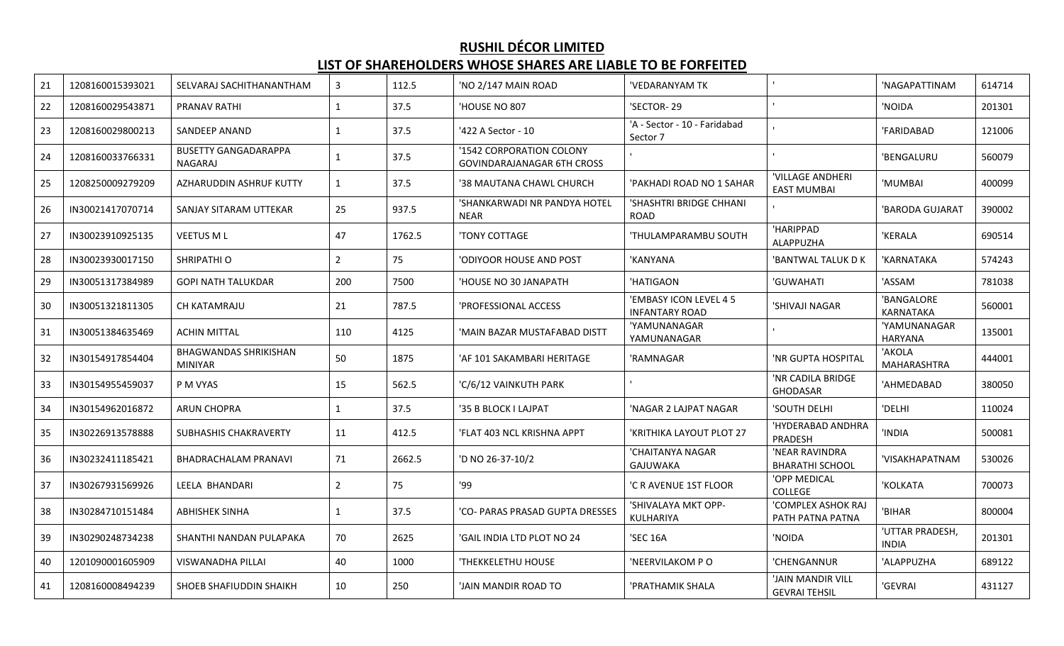## RUSHIL DÉCOR LIMITED

## LIST OF SHAREHOLDERS WHOSE SHARES ARE LIABLE TO BE FORFEITED

| | | | | | | | | | |
|---|---|---|---|---|---|---|---|---|---|
| 21 | 1208160015393021 | SELVARAJ SACHITHANANTHAM | 3 | 112.5 | 'NO 2/147 MAIN ROAD | 'VEDARANYAM TK | ' | 'NAGAPATTINAM | 614714 |
| 22 | 1208160029543871 | PRANAV RATHI | 1 | 37.5 | 'HOUSE NO 807 | 'SECTOR- 29 | ' | 'NOIDA | 201301 |
| 23 | 1208160029800213 | SANDEEP ANAND | 1 | 37.5 | '422 A Sector - 10 | 'A - Sector - 10 - Faridabad Sector 7 | ' | 'FARIDABAD | 121006 |
| 24 | 1208160033766331 | BUSETTY GANGADARAPPA NAGARAJ | 1 | 37.5 | '1542 CORPORATION COLONY GOVINDARAJANAGAR 6TH CROSS | ' | ' | 'BENGALURU | 560079 |
| 25 | 1208250009279209 | AZHARUDDIN ASHRUF KUTTY | 1 | 37.5 | '38 MAUTANA CHAWL CHURCH | 'PAKHADI ROAD NO 1 SAHAR | 'VILLAGE ANDHERI EAST MUMBAI | 'MUMBAI | 400099 |
| 26 | IN30021417070714 | SANJAY SITARAM UTTEKAR | 25 | 937.5 | 'SHANKARWADI NR PANDYA HOTEL NEAR | 'SHASHTRI BRIDGE CHHANI ROAD | ' | 'BARODA GUJARAT | 390002 |
| 27 | IN30023910925135 | VEETUS M L | 47 | 1762.5 | 'TONY COTTAGE | 'THULAMPARAMBU SOUTH | 'HARIPPAD ALAPPUZHA | 'KERALA | 690514 |
| 28 | IN30023930017150 | SHRIPATHI O | 2 | 75 | 'ODIYOOR HOUSE AND POST | 'KANYANA | 'BANTWAL TALUK D K | 'KARNATAKA | 574243 |
| 29 | IN30051317384989 | GOPI NATH TALUKDAR | 200 | 7500 | 'HOUSE NO 30 JANAPATH | 'HATIGAON | 'GUWAHATI | 'ASSAM | 781038 |
| 30 | IN30051321811305 | CH KATAMRAJU | 21 | 787.5 | 'PROFESSIONAL ACCESS | 'EMBASY ICON LEVEL 4 5 INFANTARY ROAD | 'SHIVAJI NAGAR | 'BANGALORE KARNATAKA | 560001 |
| 31 | IN30051384635469 | ACHIN MITTAL | 110 | 4125 | 'MAIN BAZAR MUSTAFABAD DISTT | 'YAMUNANAGAR YAMUNANAGAR | ' | 'YAMUNANAGAR HARYANA | 135001 |
| 32 | IN30154917854404 | BHAGWANDAS SHRIKISHAN MINIYAR | 50 | 1875 | 'AF 101 SAKAMBARI HERITAGE | 'RAMNAGAR | 'NR GUPTA HOSPITAL | 'AKOLA MAHARASHTRA | 444001 |
| 33 | IN30154955459037 | P M VYAS | 15 | 562.5 | 'C/6/12 VAINKUTH PARK | ' | 'NR CADILA BRIDGE GHODASAR | 'AHMEDABAD | 380050 |
| 34 | IN30154962016872 | ARUN CHOPRA | 1 | 37.5 | '35 B BLOCK I LAJPAT | 'NAGAR 2 LAJPAT NAGAR | 'SOUTH DELHI | 'DELHI | 110024 |
| 35 | IN30226913578888 | SUBHASHIS CHAKRAVERTY | 11 | 412.5 | 'FLAT 403 NCL KRISHNA APPT | 'KRITHIKA LAYOUT PLOT 27 | 'HYDERABAD ANDHRA PRADESH | 'INDIA | 500081 |
| 36 | IN30232411185421 | BHADRACHALAM PRANAVI | 71 | 2662.5 | 'D NO 26-37-10/2 | 'CHAITANYA NAGAR GAJUWAKA | 'NEAR RAVINDRA BHARATHI SCHOOL | 'VISAKHAPATNAM | 530026 |
| 37 | IN30267931569926 | LEELA BHANDARI | 2 | 75 | '99 | 'C R AVENUE 1ST FLOOR | 'OPP MEDICAL COLLEGE | 'KOLKATA | 700073 |
| 38 | IN30284710151484 | ABHISHEK SINHA | 1 | 37.5 | 'CO- PARAS PRASAD GUPTA DRESSES | 'SHIVALAYA MKT OPP-KULHARIYA | 'COMPLEX ASHOK RAJ PATH PATNA PATNA | 'BIHAR | 800004 |
| 39 | IN30290248734238 | SHANTHI NANDAN PULAPAKA | 70 | 2625 | 'GAIL INDIA LTD PLOT NO 24 | 'SEC 16A | 'NOIDA | 'UTTAR PRADESH, INDIA | 201301 |
| 40 | 1201090001605909 | VISWANADHA PILLAI | 40 | 1000 | 'THEKKELETHU HOUSE | 'NEERVILAKOM P O | 'CHENGANNUR | 'ALAPPUZHA | 689122 |
| 41 | 1208160008494239 | SHOEB SHAFIUDDIN SHAIKH | 10 | 250 | 'JAIN MANDIR ROAD TO | 'PRATHAMIK SHALA | 'JAIN MANDIR VILL GEVRAI TEHSIL | 'GEVRAI | 431127 |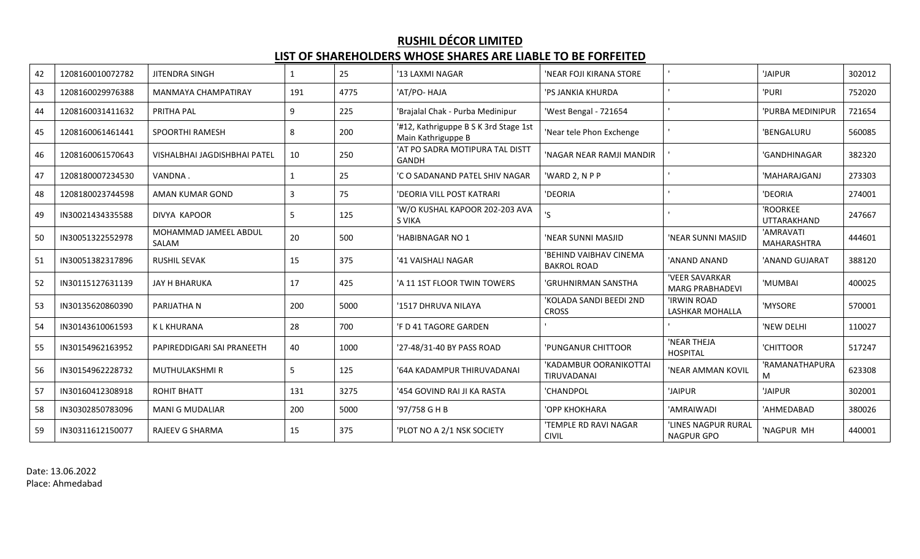## RUSHIL DÉCOR LIMITED

## LIST OF SHAREHOLDERS WHOSE SHARES ARE LIABLE TO BE FORFEITED

| | | | | | | | | | |
|---|---|---|---|---|---|---|---|---|---|
| 42 | 1208160010072782 | JITENDRA SINGH | 1 | 25 | '13 LAXMI NAGAR | 'NEAR FOJI KIRANA STORE | ' | 'JAIPUR | 302012 |
| 43 | 1208160029976388 | MANMAYA CHAMPATIRAY | 191 | 4775 | 'AT/PO- HAJA | 'PS JANKIA KHURDA | ' | 'PURI | 752020 |
| 44 | 1208160031411632 | PRITHA PAL | 9 | 225 | 'Brajalal Chak - Purba Medinipur | 'West Bengal - 721654 | ' | 'PURBA MEDINIPUR | 721654 |
| 45 | 1208160061461441 | SPOORTHI RAMESH | 8 | 200 | '#12, Kathriguppe B S K 3rd Stage 1st Main Kathriguppe B | 'Near tele Phon Exchenge | ' | 'BENGALURU | 560085 |
| 46 | 1208160061570643 | VISHALBHAI JAGDISHBHAI PATEL | 10 | 250 | 'AT PO SADRA MOTIPURA TAL DISTT GANDH | 'NAGAR NEAR RAMJI MANDIR | ' | 'GANDHINAGAR | 382320 |
| 47 | 1208180007234530 | VANDNA . | 1 | 25 | 'C O SADANAND PATEL SHIV NAGAR | 'WARD 2, N P P | ' | 'MAHARAJGANJ | 273303 |
| 48 | 1208180023744598 | AMAN KUMAR GOND | 3 | 75 | 'DEORIA VILL POST KATRARI | 'DEORIA | ' | 'DEORIA | 274001 |
| 49 | IN30021434335588 | DIVYA KAPOOR | 5 | 125 | 'W/O KUSHAL KAPOOR 202-203 AVA S VIKA | 'S | ' | 'ROORKEE UTTARAKHAND | 247667 |
| 50 | IN30051322552978 | MOHAMMAD JAMEEL ABDUL SALAM | 20 | 500 | 'HABIBNAGAR NO 1 | 'NEAR SUNNI MASJID | 'NEAR SUNNI MASJID | 'AMRAVATI MAHARASHTRA | 444601 |
| 51 | IN30051382317896 | RUSHIL SEVAK | 15 | 375 | '41 VAISHALI NAGAR | 'BEHIND VAIBHAV CINEMA BAKROL ROAD | 'ANAND ANAND | 'ANAND GUJARAT | 388120 |
| 52 | IN30115127631139 | JAY H BHARUKA | 17 | 425 | 'A 11 1ST FLOOR TWIN TOWERS | 'GRUHNIRMAN SANSTHA | 'VEER SAVARKAR MARG PRABHADEVI | 'MUMBAI | 400025 |
| 53 | IN30135620860390 | PARIJATHA N | 200 | 5000 | '1517 DHRUVA NILAYA | 'KOLADA SANDI BEEDI 2ND CROSS | 'IRWIN ROAD LASHKAR MOHALLA | 'MYSORE | 570001 |
| 54 | IN30143610061593 | K L KHURANA | 28 | 700 | 'F D 41 TAGORE GARDEN | ' | ' | 'NEW DELHI | 110027 |
| 55 | IN30154962163952 | PAPIREDDIGARI SAI PRANEETH | 40 | 1000 | '27-48/31-40 BY PASS ROAD | 'PUNGANUR CHITTOOR | 'NEAR THEJA HOSPITAL | 'CHITTOOR | 517247 |
| 56 | IN30154962228732 | MUTHULAKSHMI R | 5 | 125 | '64A KADAMPUR THIRUVADANAI | 'KADAMBUR OORANIKOTTAI TIRUVADANAI | 'NEAR AMMAN KOVIL | 'RAMANATHAPURAM | 623308 |
| 57 | IN30160412308918 | ROHIT BHATT | 131 | 3275 | '454 GOVIND RAI JI KA RASTA | 'CHANDPOL | 'JAIPUR | 'JAIPUR | 302001 |
| 58 | IN30302850783096 | MANI G MUDALIAR | 200 | 5000 | '97/758 G H B | 'OPP KHOKHARA | 'AMRAIWADI | 'AHMEDABAD | 380026 |
| 59 | IN30311612150077 | RAJEEV G SHARMA | 15 | 375 | 'PLOT NO A 2/1 NSK SOCIETY | 'TEMPLE RD RAVI NAGAR CIVIL | 'LINES NAGPUR RURAL NAGPUR GPO | 'NAGPUR MH | 440001 |

Date: 13.06.2022
Place: Ahmedabad